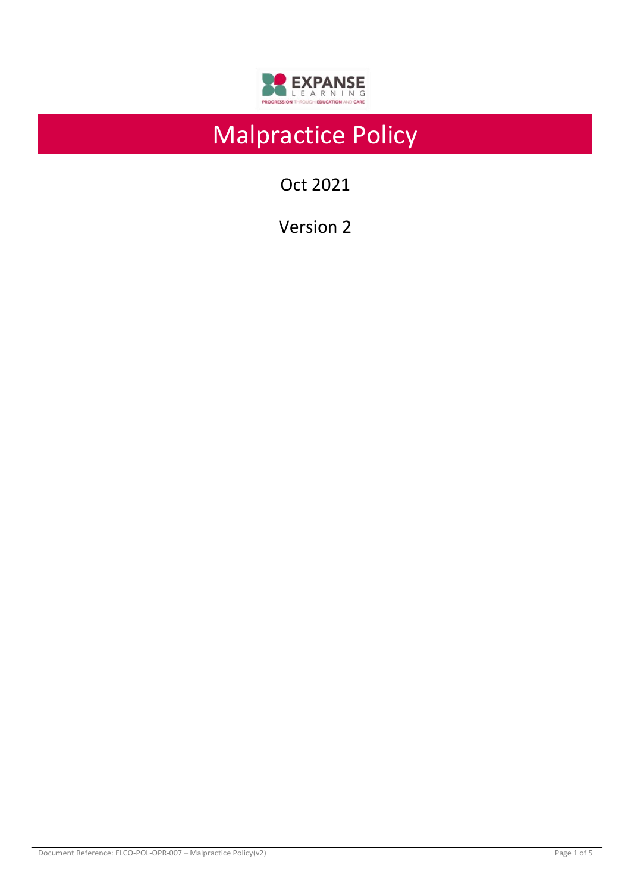# Malpractice Policy

Oct 2021

Version 2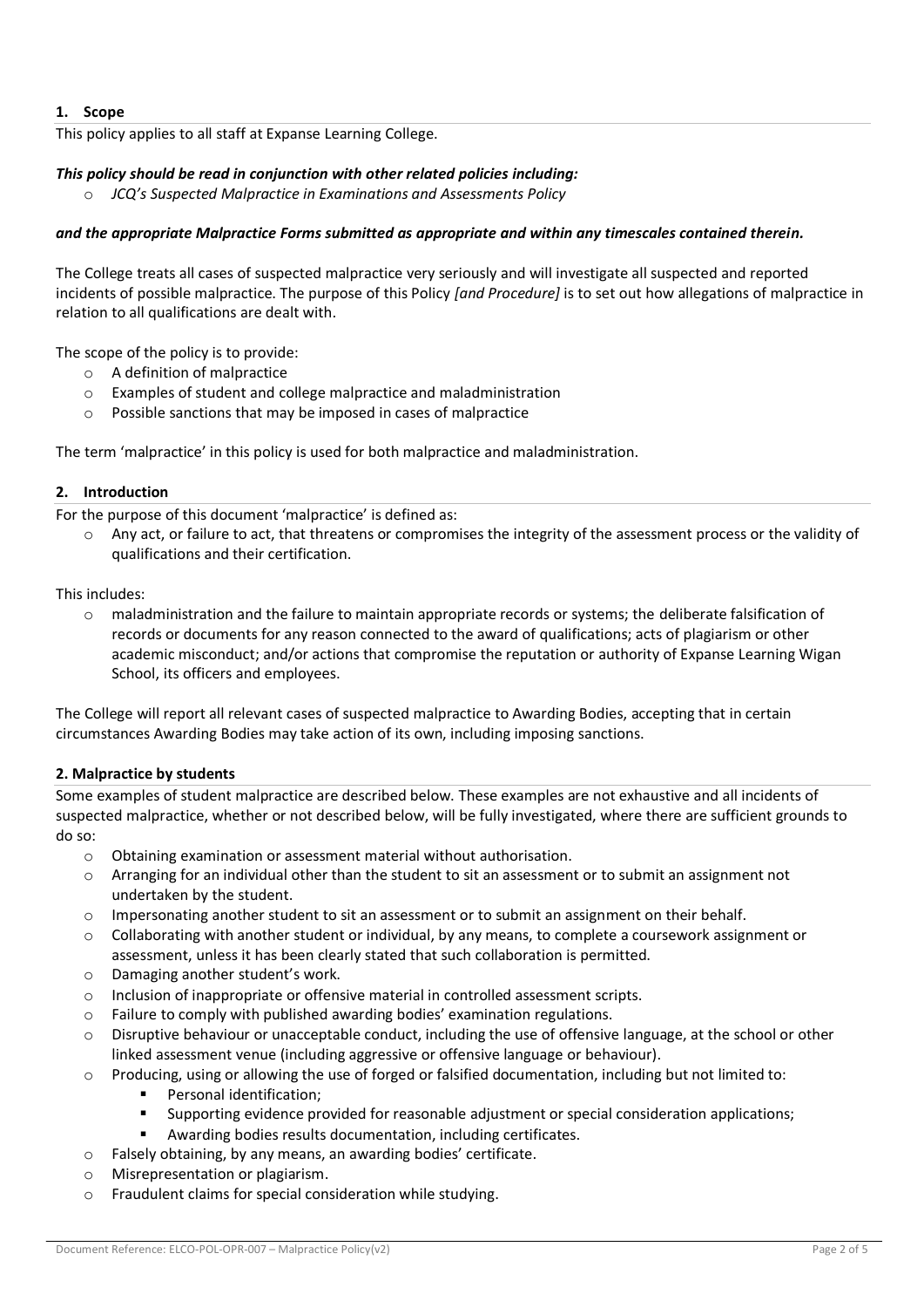## 1. Scope

This policy applies to all staff at Expanse Learning College.

***This policy should be read in conjunction with other related policies including:***

- *JCQ's Suspected Malpractice in Examinations and Assessments Policy*

***and the appropriate Malpractice Forms submitted as appropriate and within any timescales contained therein.***

The College treats all cases of suspected malpractice very seriously and will investigate all suspected and reported incidents of possible malpractice. The purpose of this Policy *[and Procedure]* is to set out how allegations of malpractice in relation to all qualifications are dealt with.

The scope of the policy is to provide:

- A definition of malpractice
- Examples of student and college malpractice and maladministration
- Possible sanctions that may be imposed in cases of malpractice

The term 'malpractice' in this policy is used for both malpractice and maladministration.

## 2. Introduction

For the purpose of this document 'malpractice' is defined as:

- Any act, or failure to act, that threatens or compromises the integrity of the assessment process or the validity of qualifications and their certification.

This includes:

- maladministration and the failure to maintain appropriate records or systems; the deliberate falsification of records or documents for any reason connected to the award of qualifications; acts of plagiarism or other academic misconduct; and/or actions that compromise the reputation or authority of Expanse Learning Wigan School, its officers and employees.

The College will report all relevant cases of suspected malpractice to Awarding Bodies, accepting that in certain circumstances Awarding Bodies may take action of its own, including imposing sanctions.

## 2. Malpractice by students

Some examples of student malpractice are described below. These examples are not exhaustive and all incidents of suspected malpractice, whether or not described below, will be fully investigated, where there are sufficient grounds to do so:

- Obtaining examination or assessment material without authorisation.
- Arranging for an individual other than the student to sit an assessment or to submit an assignment not undertaken by the student.
- Impersonating another student to sit an assessment or to submit an assignment on their behalf.
- Collaborating with another student or individual, by any means, to complete a coursework assignment or assessment, unless it has been clearly stated that such collaboration is permitted.
- Damaging another student's work.
- Inclusion of inappropriate or offensive material in controlled assessment scripts.
- Failure to comply with published awarding bodies' examination regulations.
- Disruptive behaviour or unacceptable conduct, including the use of offensive language, at the school or other linked assessment venue (including aggressive or offensive language or behaviour).
- Producing, using or allowing the use of forged or falsified documentation, including but not limited to:
    - Personal identification;
    - Supporting evidence provided for reasonable adjustment or special consideration applications;
    - Awarding bodies results documentation, including certificates.
- Falsely obtaining, by any means, an awarding bodies' certificate.
- Misrepresentation or plagiarism.
- Fraudulent claims for special consideration while studying.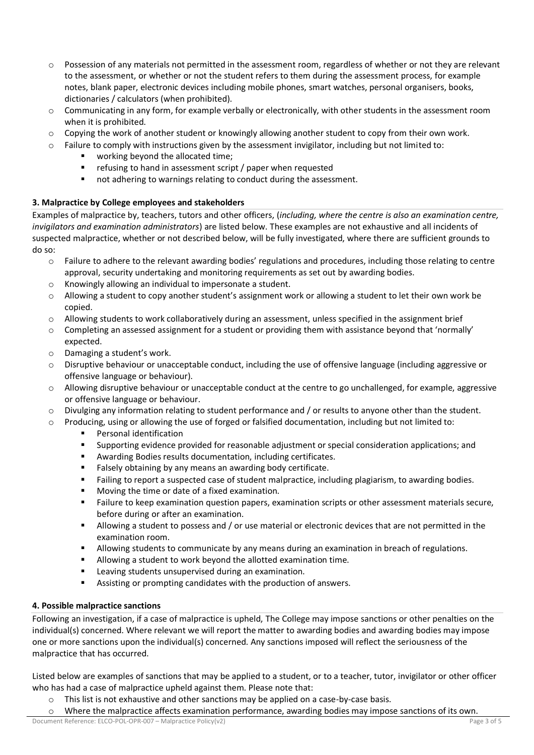- Possession of any materials not permitted in the assessment room, regardless of whether or not they are relevant to the assessment, or whether or not the student refers to them during the assessment process, for example notes, blank paper, electronic devices including mobile phones, smart watches, personal organisers, books, dictionaries / calculators (when prohibited).
- Communicating in any form, for example verbally or electronically, with other students in the assessment room when it is prohibited.
- Copying the work of another student or knowingly allowing another student to copy from their own work.
- Failure to comply with instructions given by the assessment invigilator, including but not limited to:
    - working beyond the allocated time;
    - refusing to hand in assessment script / paper when requested
    - not adhering to warnings relating to conduct during the assessment.

### 3. Malpractice by College employees and stakeholders

Examples of malpractice by, teachers, tutors and other officers, (*including, where the centre is also an examination centre, invigilators and examination administrators*) are listed below. These examples are not exhaustive and all incidents of suspected malpractice, whether or not described below, will be fully investigated, where there are sufficient grounds to do so:

- Failure to adhere to the relevant awarding bodies' regulations and procedures, including those relating to centre approval, security undertaking and monitoring requirements as set out by awarding bodies.
- Knowingly allowing an individual to impersonate a student.
- Allowing a student to copy another student's assignment work or allowing a student to let their own work be copied.
- Allowing students to work collaboratively during an assessment, unless specified in the assignment brief
- Completing an assessed assignment for a student or providing them with assistance beyond that 'normally' expected.
- Damaging a student's work.
- Disruptive behaviour or unacceptable conduct, including the use of offensive language (including aggressive or offensive language or behaviour).
- Allowing disruptive behaviour or unacceptable conduct at the centre to go unchallenged, for example, aggressive or offensive language or behaviour.
- Divulging any information relating to student performance and / or results to anyone other than the student.
- Producing, using or allowing the use of forged or falsified documentation, including but not limited to:
    - Personal identification
    - Supporting evidence provided for reasonable adjustment or special consideration applications; and
    - Awarding Bodies results documentation, including certificates.
    - Falsely obtaining by any means an awarding body certificate.
    - Failing to report a suspected case of student malpractice, including plagiarism, to awarding bodies.
    - Moving the time or date of a fixed examination.
    - Failure to keep examination question papers, examination scripts or other assessment materials secure, before during or after an examination.
    - Allowing a student to possess and / or use material or electronic devices that are not permitted in the examination room.
    - Allowing students to communicate by any means during an examination in breach of regulations.
    - Allowing a student to work beyond the allotted examination time.
    - Leaving students unsupervised during an examination.
    - Assisting or prompting candidates with the production of answers.

### 4. Possible malpractice sanctions

Following an investigation, if a case of malpractice is upheld, The College may impose sanctions or other penalties on the individual(s) concerned. Where relevant we will report the matter to awarding bodies and awarding bodies may impose one or more sanctions upon the individual(s) concerned. Any sanctions imposed will reflect the seriousness of the malpractice that has occurred.

Listed below are examples of sanctions that may be applied to a student, or to a teacher, tutor, invigilator or other officer who has had a case of malpractice upheld against them. Please note that:

- This list is not exhaustive and other sanctions may be applied on a case-by-case basis.
- Where the malpractice affects examination performance, awarding bodies may impose sanctions of its own.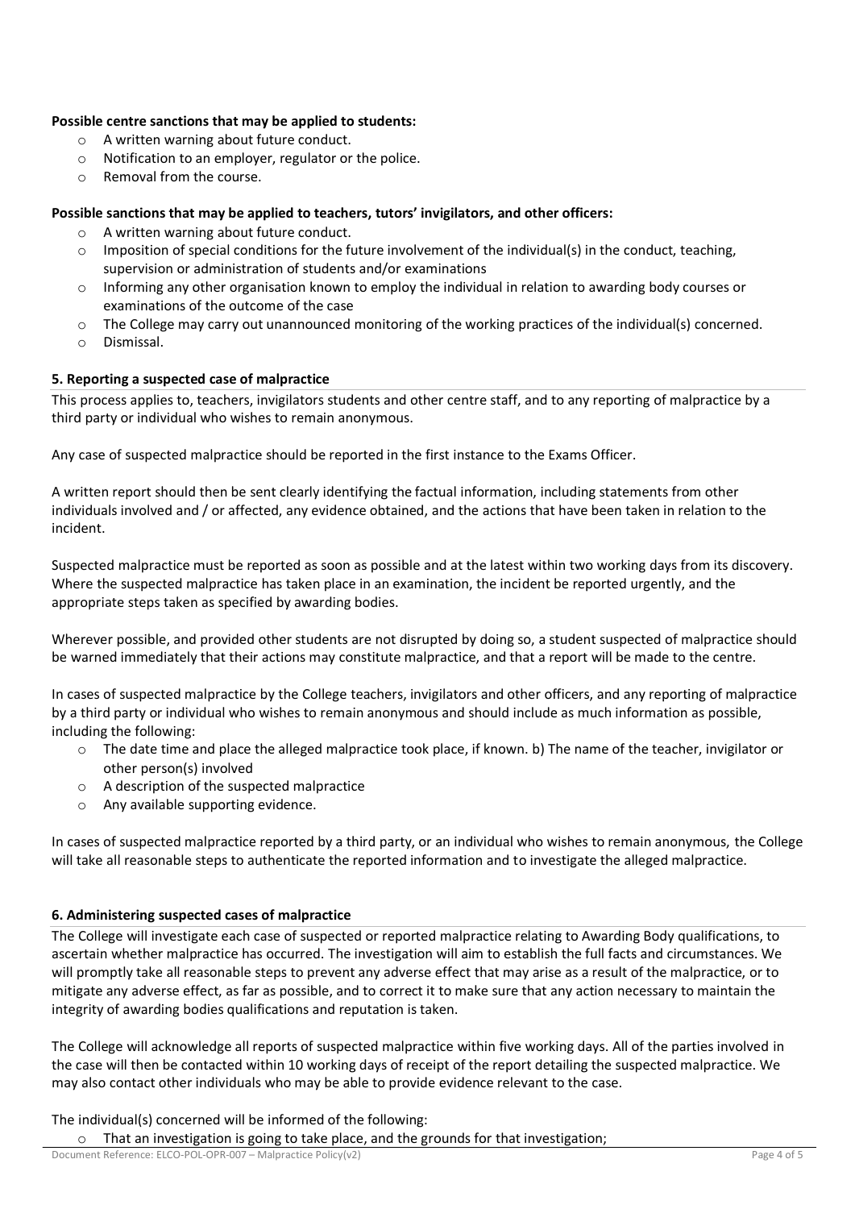**Possible centre sanctions that may be applied to students:**

- A written warning about future conduct.
- Notification to an employer, regulator or the police.
- Removal from the course.

**Possible sanctions that may be applied to teachers, tutors' invigilators, and other officers:**

- A written warning about future conduct.
- Imposition of special conditions for the future involvement of the individual(s) in the conduct, teaching, supervision or administration of students and/or examinations
- Informing any other organisation known to employ the individual in relation to awarding body courses or examinations of the outcome of the case
- The College may carry out unannounced monitoring of the working practices of the individual(s) concerned.
- Dismissal.

### 5. Reporting a suspected case of malpractice

This process applies to, teachers, invigilators students and other centre staff, and to any reporting of malpractice by a third party or individual who wishes to remain anonymous.

Any case of suspected malpractice should be reported in the first instance to the Exams Officer.

A written report should then be sent clearly identifying the factual information, including statements from other individuals involved and / or affected, any evidence obtained, and the actions that have been taken in relation to the incident.

Suspected malpractice must be reported as soon as possible and at the latest within two working days from its discovery. Where the suspected malpractice has taken place in an examination, the incident be reported urgently, and the appropriate steps taken as specified by awarding bodies.

Wherever possible, and provided other students are not disrupted by doing so, a student suspected of malpractice should be warned immediately that their actions may constitute malpractice, and that a report will be made to the centre.

In cases of suspected malpractice by the College teachers, invigilators and other officers, and any reporting of malpractice by a third party or individual who wishes to remain anonymous and should include as much information as possible, including the following:

- The date time and place the alleged malpractice took place, if known. b) The name of the teacher, invigilator or other person(s) involved
- A description of the suspected malpractice
- Any available supporting evidence.

In cases of suspected malpractice reported by a third party, or an individual who wishes to remain anonymous, the College will take all reasonable steps to authenticate the reported information and to investigate the alleged malpractice.

### 6. Administering suspected cases of malpractice

The College will investigate each case of suspected or reported malpractice relating to Awarding Body qualifications, to ascertain whether malpractice has occurred. The investigation will aim to establish the full facts and circumstances. We will promptly take all reasonable steps to prevent any adverse effect that may arise as a result of the malpractice, or to mitigate any adverse effect, as far as possible, and to correct it to make sure that any action necessary to maintain the integrity of awarding bodies qualifications and reputation is taken.

The College will acknowledge all reports of suspected malpractice within five working days. All of the parties involved in the case will then be contacted within 10 working days of receipt of the report detailing the suspected malpractice. We may also contact other individuals who may be able to provide evidence relevant to the case.

The individual(s) concerned will be informed of the following:

- That an investigation is going to take place, and the grounds for that investigation;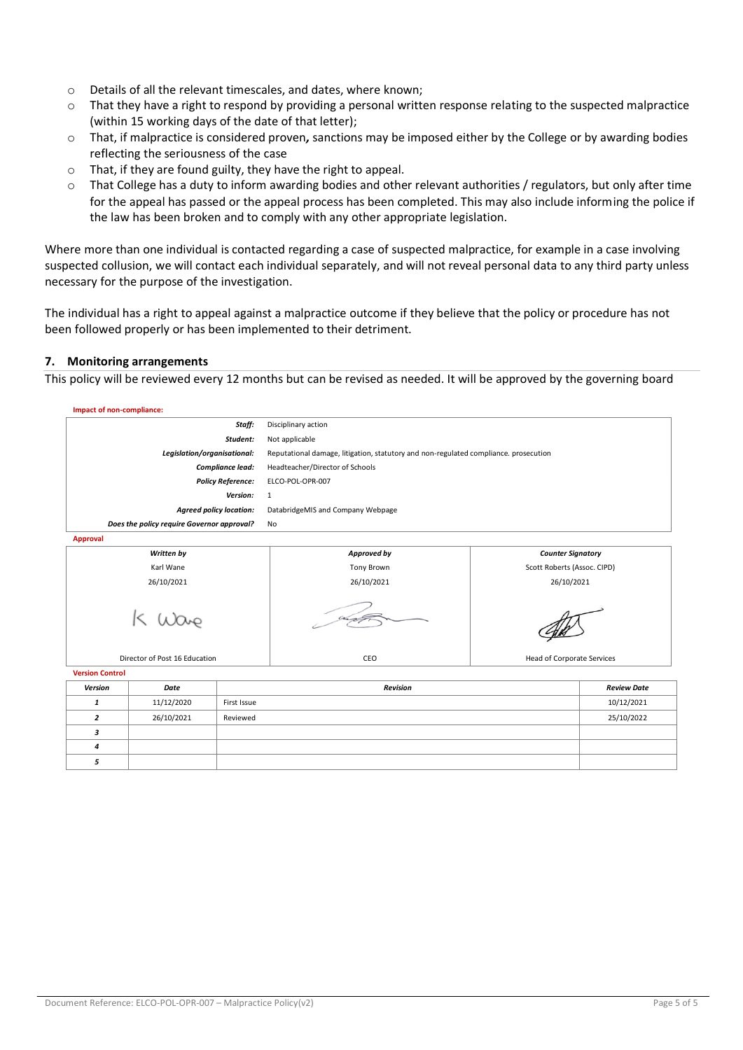- Details of all the relevant timescales, and dates, where known;
- That they have a right to respond by providing a personal written response relating to the suspected malpractice (within 15 working days of the date of that letter);
- That, if malpractice is considered proven**,** sanctions may be imposed either by the College or by awarding bodies reflecting the seriousness of the case
- That, if they are found guilty, they have the right to appeal.
- That College has a duty to inform awarding bodies and other relevant authorities / regulators, but only after time for the appeal has passed or the appeal process has been completed. This may also include informing the police if the law has been broken and to comply with any other appropriate legislation.

Where more than one individual is contacted regarding a case of suspected malpractice, for example in a case involving suspected collusion, we will contact each individual separately, and will not reveal personal data to any third party unless necessary for the purpose of the investigation.

The individual has a right to appeal against a malpractice outcome if they believe that the policy or procedure has not been followed properly or has been implemented to their detriment.

## 7. Monitoring arrangements

This policy will be reviewed every 12 months but can be revised as needed. It will be approved by the governing board

**Impact of non-compliance:**

| | |
|---|---|
| ***Staff:*** | Disciplinary action |
| ***Student:*** | Not applicable |
| ***Legislation/organisational:*** | Reputational damage, litigation, statutory and non-regulated compliance. prosecution |
| ***Compliance lead:*** | Headteacher/Director of Schools |
| ***Policy Reference:*** | ELCO-POL-OPR-007 |
| ***Version:*** | 1 |
| ***Agreed policy location:*** | DatabridgeMIS and Company Webpage |
| ***Does the policy require Governor approval?*** | No |

**Approval**

| ***Written by*** | ***Approved by*** | ***Counter Signatory*** |
|---|---|---|
| Karl Wane | Tony Brown | Scott Roberts (Assoc. CIPD) |
| 26/10/2021 | 26/10/2021 | 26/10/2021 |
| K Wane | | |
| Director of Post 16 Education | CEO | Head of Corporate Services |

**Version Control**

| *Version* | *Date* | *Revision* | *Review Date* |
|---|---|---|---|
| *1* | 11/12/2020 | First Issue | 10/12/2021 |
| *2* | 26/10/2021 | Reviewed | 25/10/2022 |
| *3* | | | |
| *4* | | | |
| *5* | | | |

Document Reference: ELCO-POL-OPR-007 – Malpractice Policy(v2)